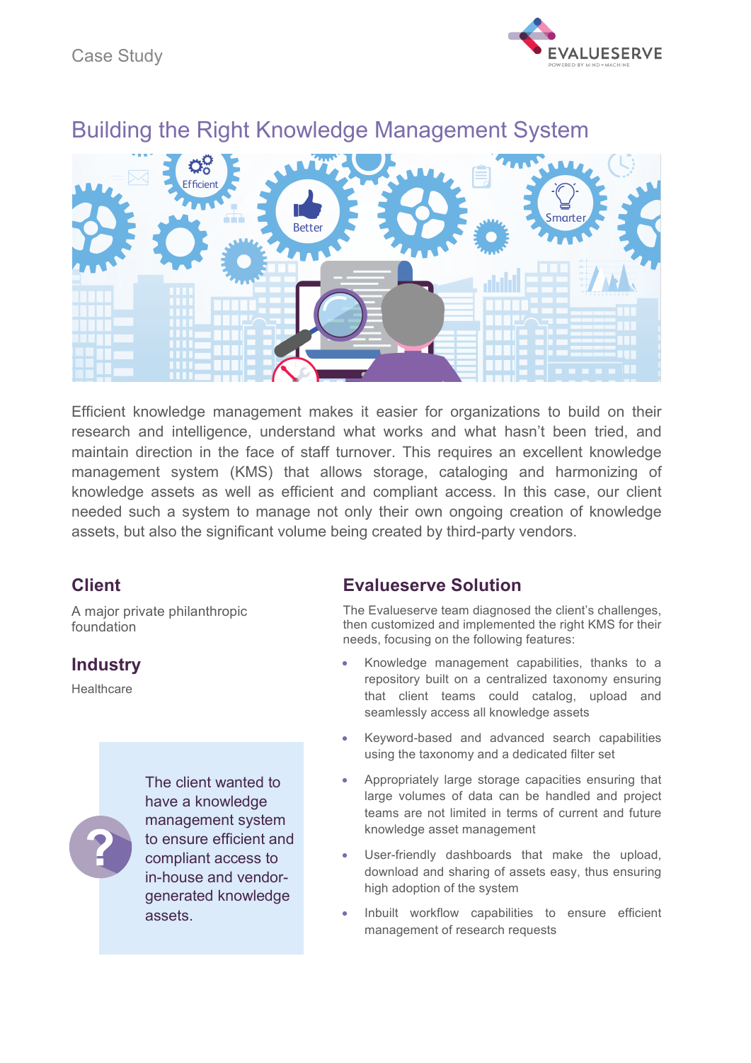Case Study

# Building the Right Knowledge Management System

Efficient knowledge management makes it easier for organizations to build on their research and intelligence, understand what works and what hasn't been tried, and maintain direction in the face of staff turnover. This requires an excellent knowledge management system (KMS) that allows storage, cataloging and harmonizing of knowledge assets as well as efficient and compliant access. In this case, our client needed such a system to manage not only their own ongoing creation of knowledge assets, but also the significant volume being created by third-party vendors.

## Client

A major private philanthropic foundation

## Industry

Healthcare

The client wanted to have a knowledge management system to ensure efficient and compliant access to in-house and vendor-generated knowledge assets.

## Evalueserve Solution

The Evalueserve team diagnosed the client's challenges, then customized and implemented the right KMS for their needs, focusing on the following features:

- Knowledge management capabilities, thanks to a repository built on a centralized taxonomy ensuring that client teams could catalog, upload and seamlessly access all knowledge assets
- Keyword-based and advanced search capabilities using the taxonomy and a dedicated filter set
- Appropriately large storage capacities ensuring that large volumes of data can be handled and project teams are not limited in terms of current and future knowledge asset management
- User-friendly dashboards that make the upload, download and sharing of assets easy, thus ensuring high adoption of the system
- Inbuilt workflow capabilities to ensure efficient management of research requests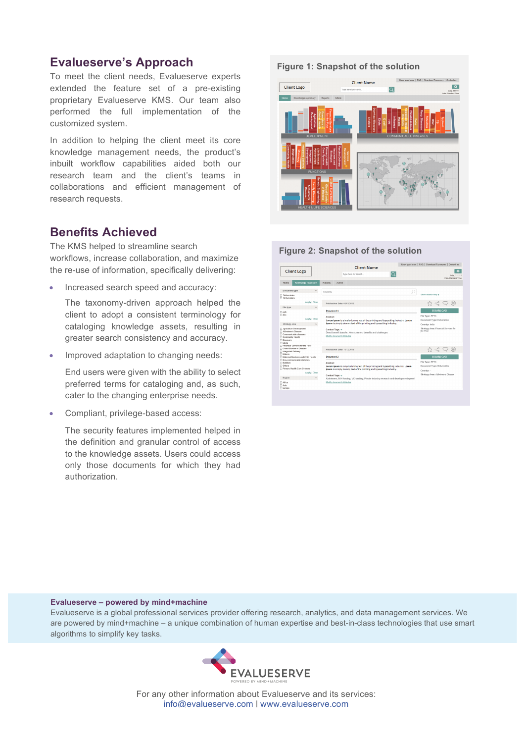## Evalueserve's Approach

To meet the client needs, Evalueserve experts extended the feature set of a pre-existing proprietary Evalueserve KMS. Our team also performed the full implementation of the customized system.

In addition to helping the client meet its core knowledge management needs, the product's inbuilt workflow capabilities aided both our research team and the client's teams in collaborations and efficient management of research requests.

## Benefits Achieved

The KMS helped to streamline search workflows, increase collaboration, and maximize the re-use of information, specifically delivering:

- Increased search speed and accuracy:

  The taxonomy-driven approach helped the client to adopt a consistent terminology for cataloging knowledge assets, resulting in greater search consistency and accuracy.

- Improved adaptation to changing needs:

  End users were given with the ability to select preferred terms for cataloging and, as such, cater to the changing enterprise needs.

- Compliant, privilege-based access:

  The security features implemented helped in the definition and granular control of access to the knowledge assets. Users could access only those documents for which they had authorization.

**Figure 1: Snapshot of the solution**

**Figure 2: Snapshot of the solution**

**Evalueserve – powered by mind+machine**

Evalueserve is a global professional services provider offering research, analytics, and data management services. We are powered by mind+machine – a unique combination of human expertise and best-in-class technologies that use smart algorithms to simplify key tasks.

EVALUESERVE
POWERED BY MIND+MACHINE

For any other information about Evalueserve and its services:
info@evalueserve.com | www.evalueserve.com